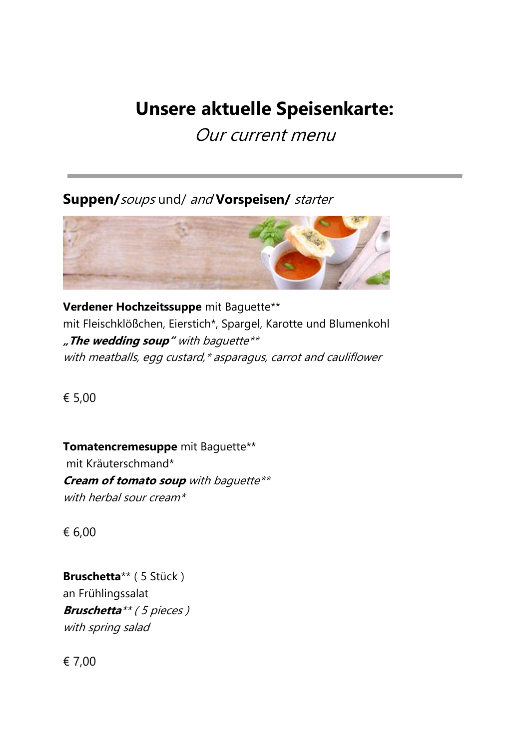# Unsere aktuelle Speisenkarte:

*Our current menu*

---

## **Suppen/** *soups* und/ *and* **Vorspeisen/** *starter*

**Verdener Hochzeitssuppe** mit Baguette**
mit Fleischklößchen, Eierstich*, Spargel, Karotte und Blumenkohl
***„The wedding soup“*** *with baguette***
*with meatballs, egg custard,* asparagus, carrot and cauliflower*

€ 5,00

**Tomatencremesuppe** mit Baguette**
mit Kräuterschmand*
***Cream of tomato soup*** *with baguette***
*with herbal sour cream**

€ 6,00

**Bruschetta**** ( 5 Stück )
an Frühlingssalat
***Bruschetta***\*\* *( 5 pieces )*
*with spring salad*

€ 7,00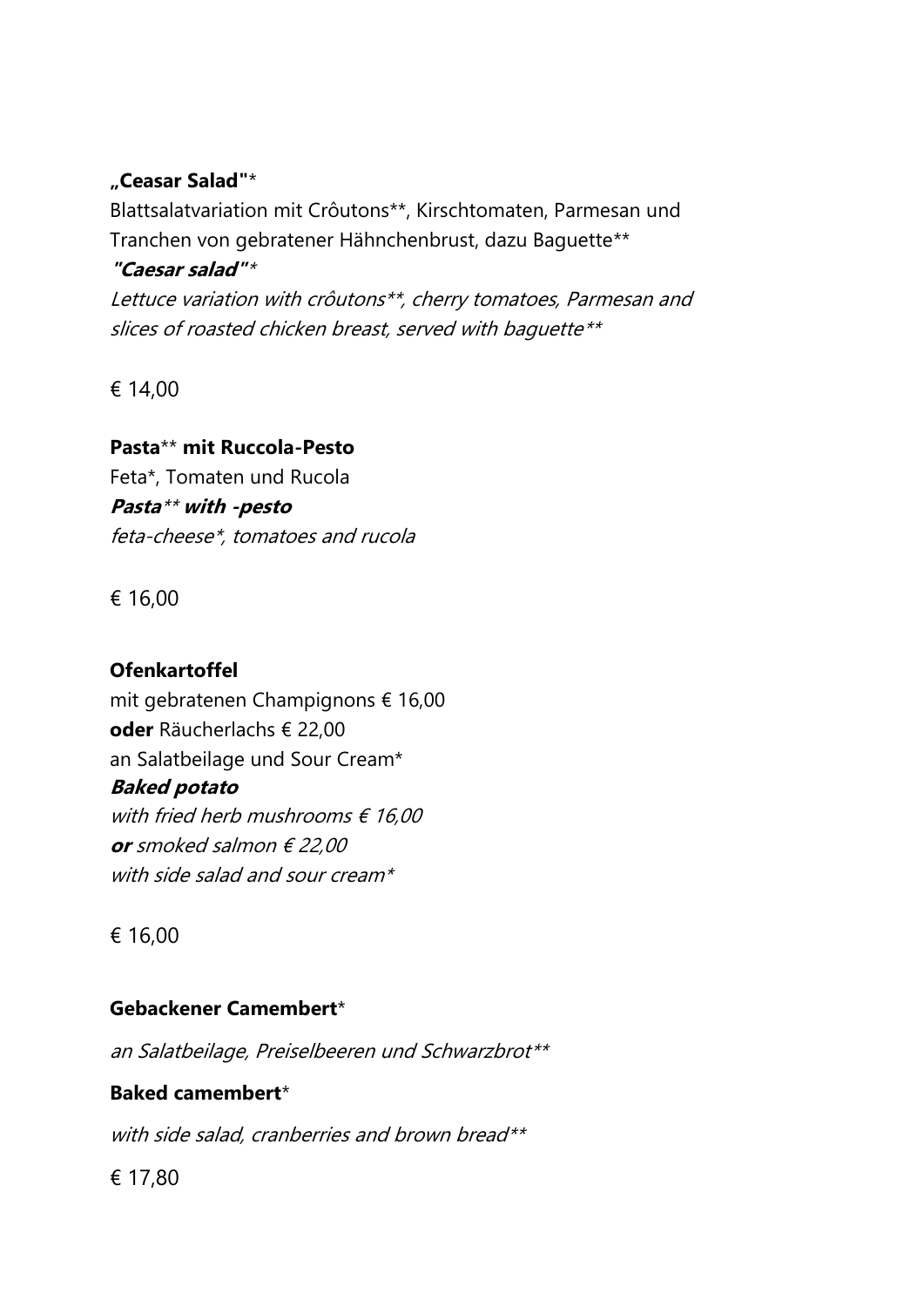**„Ceasar Salad"***

Blattsalatvariation mit Crôutons**, Kirschtomaten, Parmesan und Tranchen von gebratener Hähnchenbrust, dazu Baguette**

***"Caesar salad"****

*Lettuce variation with crôutons**, cherry tomatoes, Parmesan and slices of roasted chicken breast, served with baguette***

€ 14,00

**Pasta**** **mit Ruccola-Pesto**

Feta*, Tomaten und Rucola

***Pasta**** ***with -pesto***

*feta-cheese*, tomatoes and rucola*

€ 16,00

**Ofenkartoffel**

mit gebratenen Champignons € 16,00

**oder** Räucherlachs € 22,00

an Salatbeilage und Sour Cream*

***Baked potato***

*with fried herb mushrooms € 16,00*

***or*** *smoked salmon € 22,00*

*with side salad and sour cream**

€ 16,00

**Gebackener Camembert***

*an Salatbeilage, Preiselbeeren und Schwarzbrot***

**Baked camembert***

*with side salad, cranberries and brown bread***

€ 17,80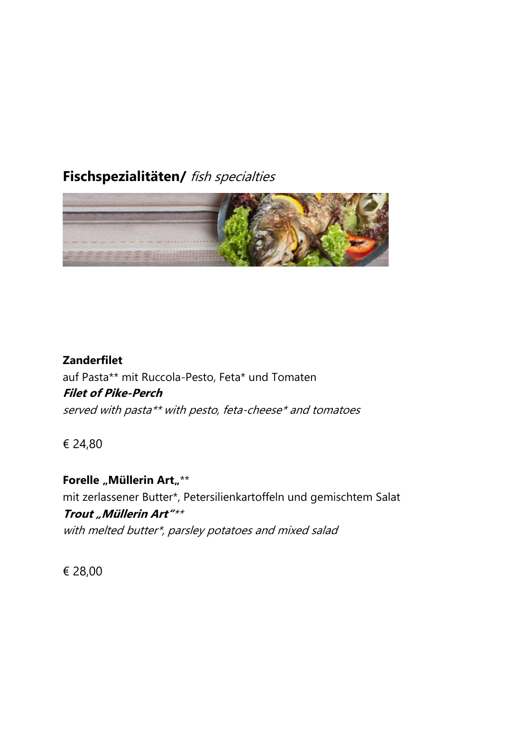## **Fischspezialitäten/** *fish specialties*

**Zanderfilet**
auf Pasta** mit Ruccola-Pesto, Feta* und Tomaten
***Filet of Pike-Perch***
*served with pasta** with pesto, feta-cheese* and tomatoes*

€ 24,80

**Forelle „Müllerin Art„****
mit zerlassener Butter*, Petersilienkartoffeln und gemischtem Salat
***Trout „Müllerin Art"****
*with melted butter*, parsley potatoes and mixed salad*

€ 28,00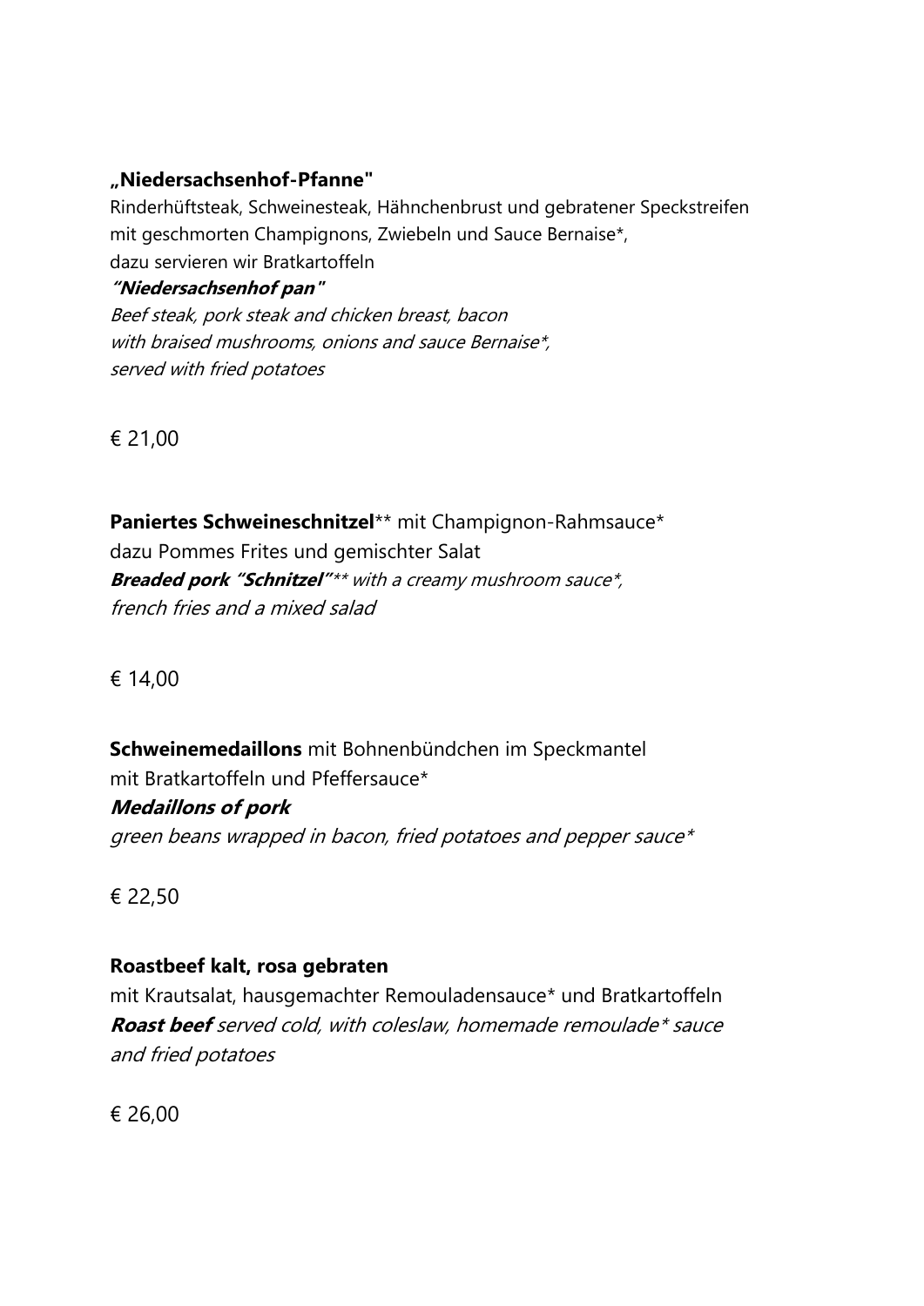**„Niedersachsenhof-Pfanne"**
Rinderhüftsteak, Schweinesteak, Hähnchenbrust und gebratener Speckstreifen
mit geschmorten Champignons, Zwiebeln und Sauce Bernaise*,
dazu servieren wir Bratkartoffeln
***"Niedersachsenhof pan"***
*Beef steak, pork steak and chicken breast, bacon*
*with braised mushrooms, onions and sauce Bernaise*,*
*served with fried potatoes*

€ 21,00

**Paniertes Schweineschnitzel**** mit Champignon-Rahmsauce*
dazu Pommes Frites und gemischter Salat
***Breaded pork "Schnitzel"**** *with a creamy mushroom sauce*,*
*french fries and a mixed salad*

€ 14,00

**Schweinemedaillons** mit Bohnenbündchen im Speckmantel
mit Bratkartoffeln und Pfeffersauce*
***Medaillons of pork***
*green beans wrapped in bacon, fried potatoes and pepper sauce**

€ 22,50

**Roastbeef kalt, rosa gebraten**
mit Krautsalat, hausgemachter Remouladensauce* und Bratkartoffeln
***Roast beef*** *served cold, with coleslaw, homemade remoulade* sauce*
*and fried potatoes*

€ 26,00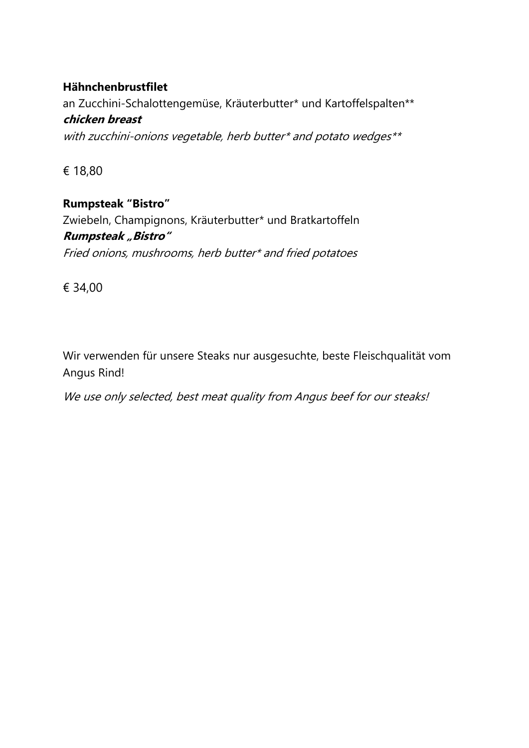**Hähnchenbrustfilet**
an Zucchini-Schalottengemüse, Kräuterbutter* und Kartoffelspalten**
***chicken breast***
*with zucchini-onions vegetable, herb butter* and potato wedges***

€ 18,80

**Rumpsteak "Bistro"**
Zwiebeln, Champignons, Kräuterbutter* und Bratkartoffeln
***Rumpsteak „Bistro"***
*Fried onions, mushrooms, herb butter* and fried potatoes*

€ 34,00

Wir verwenden für unsere Steaks nur ausgesuchte, beste Fleischqualität vom Angus Rind!

*We use only selected, best meat quality from Angus beef for our steaks!*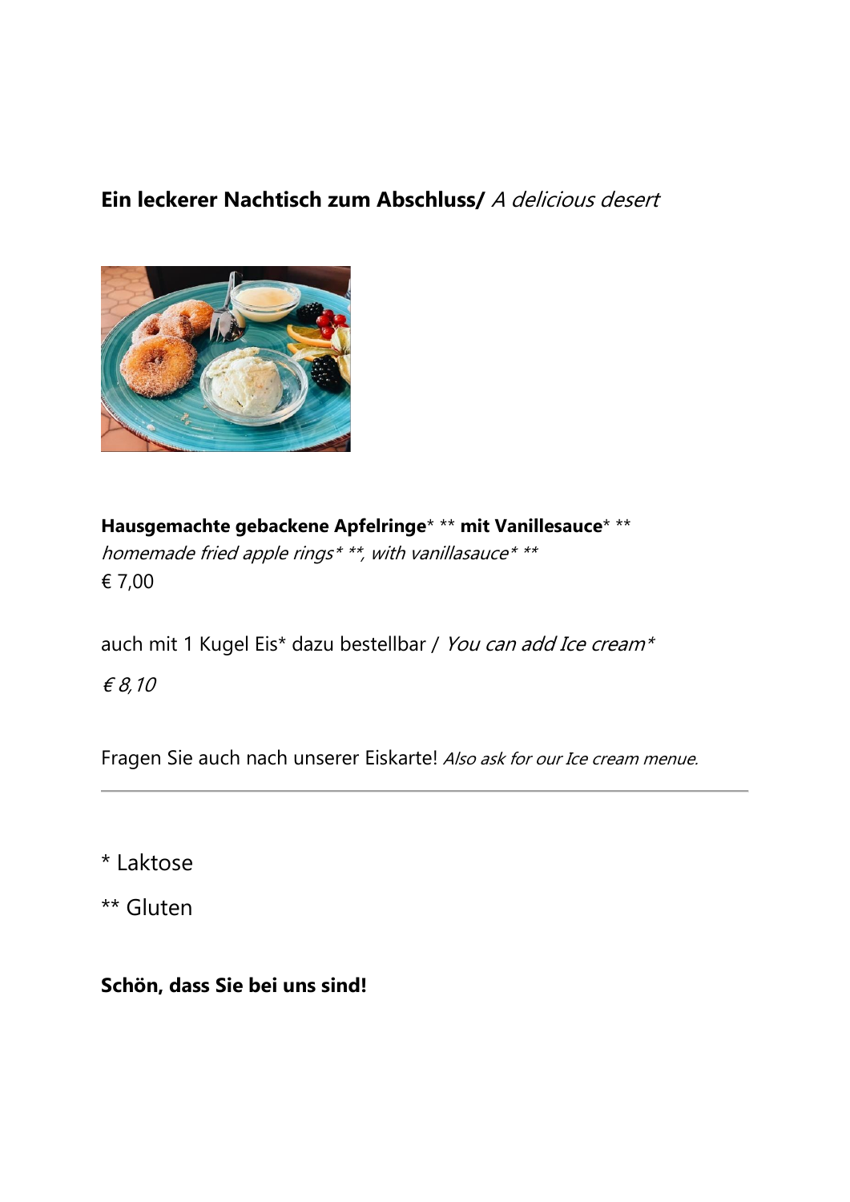**Ein leckerer Nachtisch zum Abschluss/** *A delicious desert*

**Hausgemachte gebackene Apfelringe*** ** **mit Vanillesauce*** **
*homemade fried apple rings* **, with vanillasauce* ***
€ 7,00

auch mit 1 Kugel Eis* dazu bestellbar / *You can add Ice cream**

*€ 8,10*

Fragen Sie auch nach unserer Eiskarte! *Also ask for our Ice cream menue.*

---

\* Laktose

** Gluten

**Schön, dass Sie bei uns sind!**